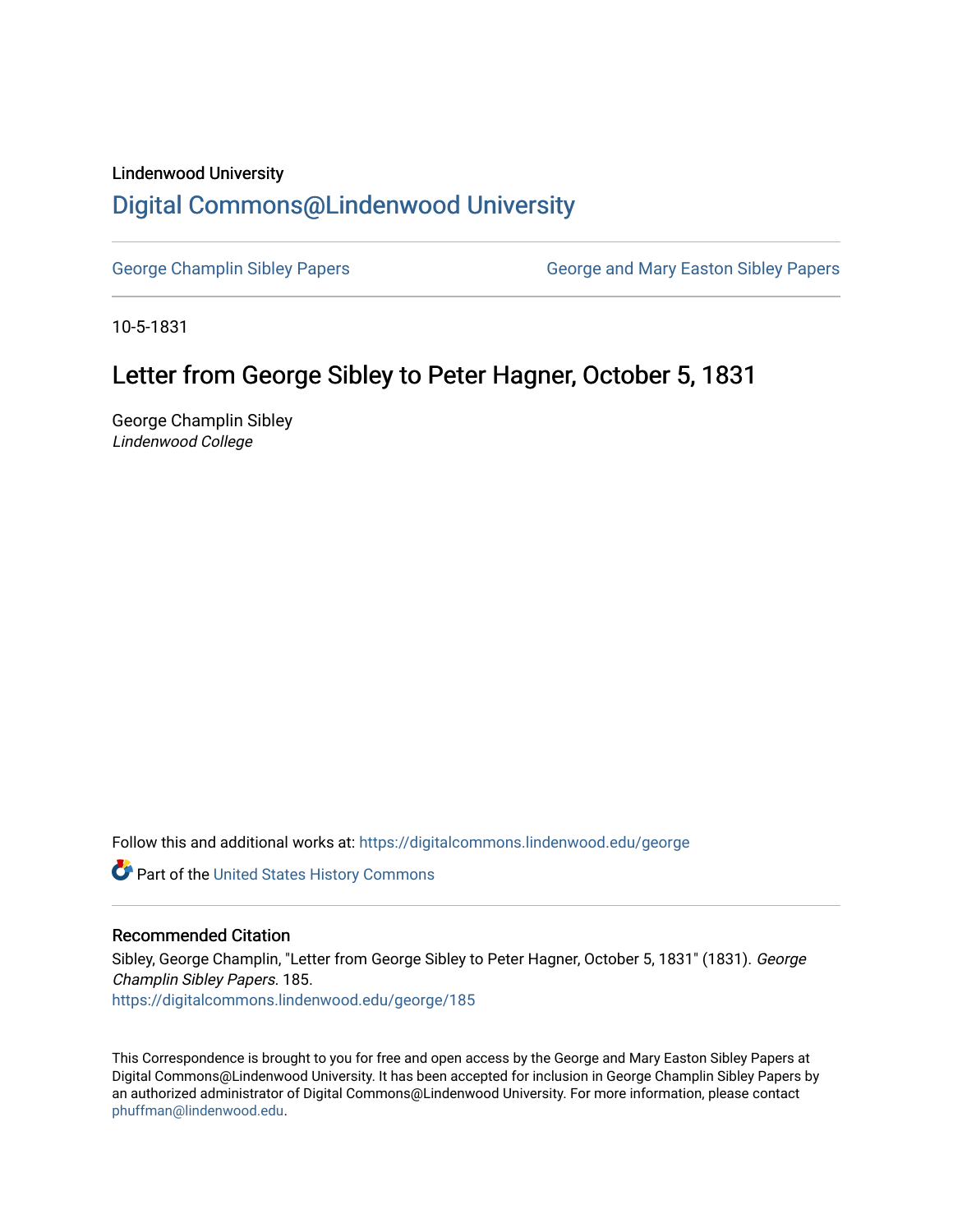Lindenwood University

# Digital Commons@Lindenwood University

George Champlin Sibley Papers | George and Mary Easton Sibley Papers

10-5-1831

## Letter from George Sibley to Peter Hagner, October 5, 1831

George Champlin Sibley
*Lindenwood College*

Follow this and additional works at: https://digitalcommons.lindenwood.edu/george

Part of the United States History Commons

### Recommended Citation

Sibley, George Champlin, "Letter from George Sibley to Peter Hagner, October 5, 1831" (1831). *George Champlin Sibley Papers*. 185.
https://digitalcommons.lindenwood.edu/george/185

This Correspondence is brought to you for free and open access by the George and Mary Easton Sibley Papers at Digital Commons@Lindenwood University. It has been accepted for inclusion in George Champlin Sibley Papers by an authorized administrator of Digital Commons@Lindenwood University. For more information, please contact phuffman@lindenwood.edu.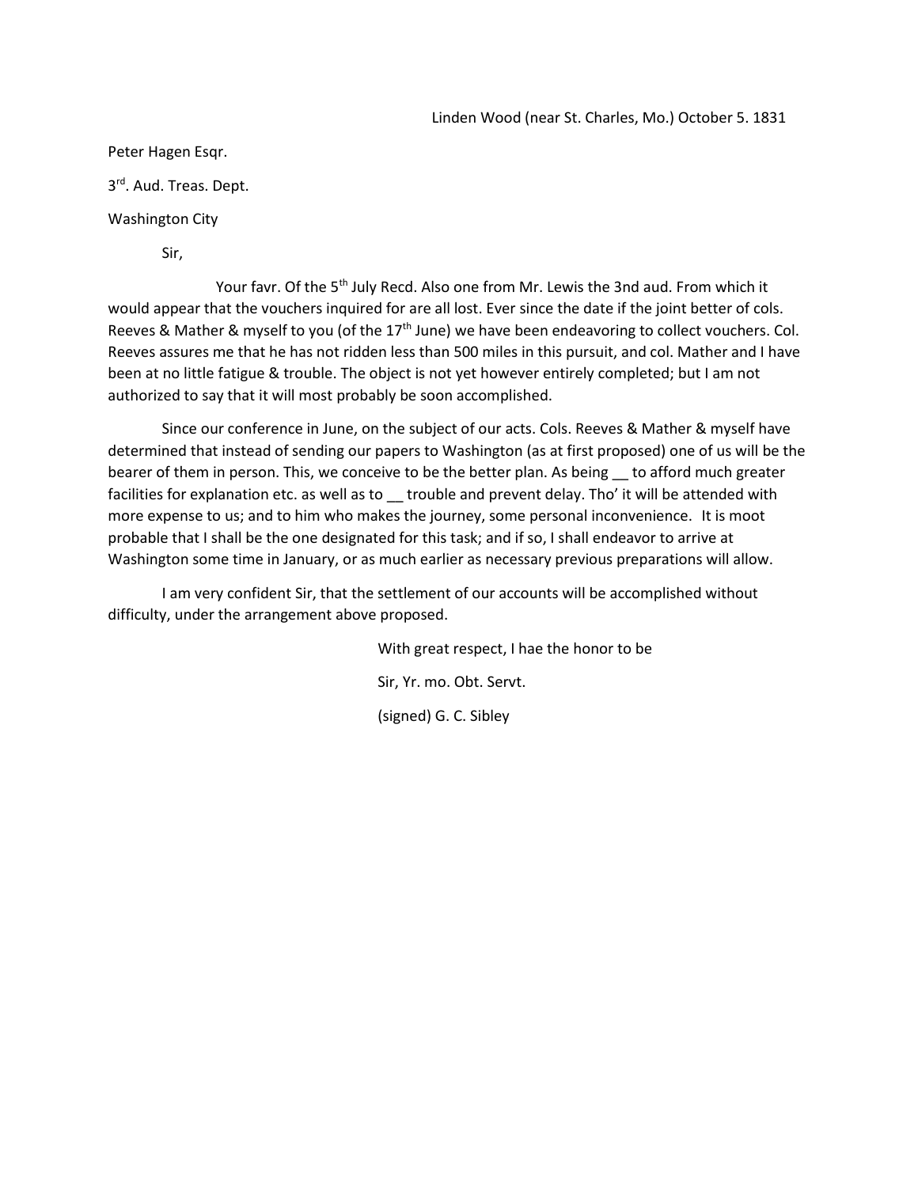Linden Wood (near St. Charles, Mo.) October 5. 1831

Peter Hagen Esqr.

3rd. Aud. Treas. Dept.

Washington City

Sir,

Your favr. Of the 5th July Recd. Also one from Mr. Lewis the 3nd aud. From which it would appear that the vouchers inquired for are all lost. Ever since the date if the joint better of cols. Reeves & Mather & myself to you (of the 17th June) we have been endeavoring to collect vouchers. Col. Reeves assures me that he has not ridden less than 500 miles in this pursuit, and col. Mather and I have been at no little fatigue & trouble. The object is not yet however entirely completed; but I am not authorized to say that it will most probably be soon accomplished.

Since our conference in June, on the subject of our acts. Cols. Reeves & Mather & myself have determined that instead of sending our papers to Washington (as at first proposed) one of us will be the bearer of them in person. This, we conceive to be the better plan. As being __ to afford much greater facilities for explanation etc. as well as to __ trouble and prevent delay. Tho' it will be attended with more expense to us; and to him who makes the journey, some personal inconvenience. It is moot probable that I shall be the one designated for this task; and if so, I shall endeavor to arrive at Washington some time in January, or as much earlier as necessary previous preparations will allow.

I am very confident Sir, that the settlement of our accounts will be accomplished without difficulty, under the arrangement above proposed.

With great respect, I hae the honor to be

Sir, Yr. mo. Obt. Servt.

(signed) G. C. Sibley